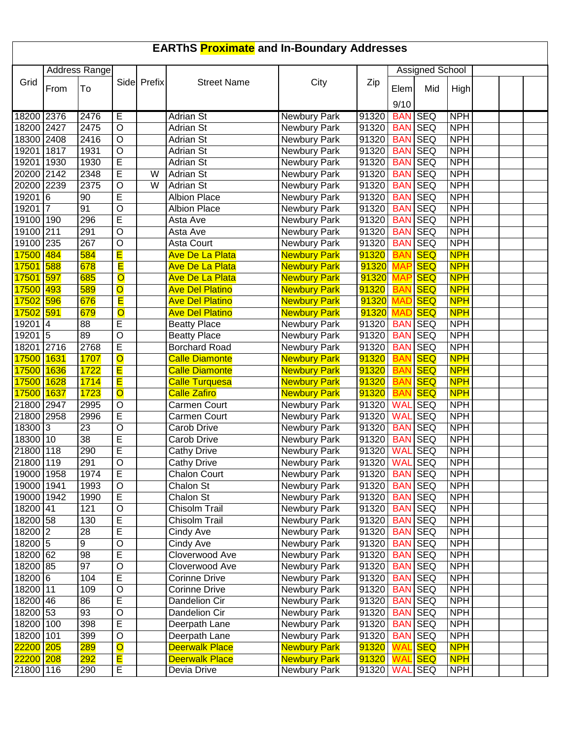# EARThS Proximate and In-Boundary Addresses

| Grid | Address Range | | Side | Prefix | Street Name | City | Zip | Assigned School | | | | | |
|---|---|---|---|---|---|---|---|---|---|---|---|---|---|
| | From | To | | | | | | Elem 9/10 | Mid | High | | | |
| 18200 | 2376 | 2476 | E | | Adrian St | Newbury Park | 91320 | BAN | SEQ | NPH | | | |
| 18200 | 2427 | 2475 | O | | Adrian St | Newbury Park | 91320 | BAN | SEQ | NPH | | | |
| 18300 | 2408 | 2416 | O | | Adrian St | Newbury Park | 91320 | BAN | SEQ | NPH | | | |
| 19201 | 1817 | 1931 | O | | Adrian St | Newbury Park | 91320 | BAN | SEQ | NPH | | | |
| 19201 | 1930 | 1930 | E | | Adrian St | Newbury Park | 91320 | BAN | SEQ | NPH | | | |
| 20200 | 2142 | 2348 | E | W | Adrian St | Newbury Park | 91320 | BAN | SEQ | NPH | | | |
| 20200 | 2239 | 2375 | O | W | Adrian St | Newbury Park | 91320 | BAN | SEQ | NPH | | | |
| 19201 | 6 | 90 | E | | Albion Place | Newbury Park | 91320 | BAN | SEQ | NPH | | | |
| 19201 | 7 | 91 | O | | Albion Place | Newbury Park | 91320 | BAN | SEQ | NPH | | | |
| 19100 | 190 | 296 | E | | Asta Ave | Newbury Park | 91320 | BAN | SEQ | NPH | | | |
| 19100 | 211 | 291 | O | | Asta Ave | Newbury Park | 91320 | BAN | SEQ | NPH | | | |
| 19100 | 235 | 267 | O | | Asta Court | Newbury Park | 91320 | BAN | SEQ | NPH | | | |
| 17500 | 484 | 584 | E | | Ave De La Plata | Newbury Park | 91320 | BAN | SEQ | NPH | | | |
| 17501 | 588 | 678 | E | | Ave De La Plata | Newbury Park | 91320 | MAP | SEQ | NPH | | | |
| 17501 | 597 | 685 | O | | Ave De La Plata | Newbury Park | 91320 | MAP | SEQ | NPH | | | |
| 17500 | 493 | 589 | O | | Ave Del Platino | Newbury Park | 91320 | BAN | SEQ | NPH | | | |
| 17502 | 596 | 676 | E | | Ave Del Platino | Newbury Park | 91320 | MAD | SEQ | NPH | | | |
| 17502 | 591 | 679 | O | | Ave Del Platino | Newbury Park | 91320 | MAD | SEQ | NPH | | | |
| 19201 | 4 | 88 | E | | Beatty Place | Newbury Park | 91320 | BAN | SEQ | NPH | | | |
| 19201 | 5 | 89 | O | | Beatty Place | Newbury Park | 91320 | BAN | SEQ | NPH | | | |
| 18201 | 2716 | 2768 | E | | Borchard Road | Newbury Park | 91320 | BAN | SEQ | NPH | | | |
| 17500 | 1631 | 1707 | O | | Calle Diamonte | Newbury Park | 91320 | BAN | SEQ | NPH | | | |
| 17500 | 1636 | 1722 | E | | Calle Diamonte | Newbury Park | 91320 | BAN | SEQ | NPH | | | |
| 17500 | 1628 | 1714 | E | | Calle Turquesa | Newbury Park | 91320 | BAN | SEQ | NPH | | | |
| 17500 | 1637 | 1723 | O | | Calle Zafiro | Newbury Park | 91320 | BAN | SEQ | NPH | | | |
| 21800 | 2947 | 2995 | O | | Carmen Court | Newbury Park | 91320 | WAL | SEQ | NPH | | | |
| 21800 | 2958 | 2996 | E | | Carmen Court | Newbury Park | 91320 | WAL | SEQ | NPH | | | |
| 18300 | 3 | 23 | O | | Carob Drive | Newbury Park | 91320 | BAN | SEQ | NPH | | | |
| 18300 | 10 | 38 | E | | Carob Drive | Newbury Park | 91320 | BAN | SEQ | NPH | | | |
| 21800 | 118 | 290 | E | | Cathy Drive | Newbury Park | 91320 | WAL | SEQ | NPH | | | |
| 21800 | 119 | 291 | O | | Cathy Drive | Newbury Park | 91320 | WAL | SEQ | NPH | | | |
| 19000 | 1958 | 1974 | E | | Chalon Court | Newbury Park | 91320 | BAN | SEQ | NPH | | | |
| 19000 | 1941 | 1993 | O | | Chalon St | Newbury Park | 91320 | BAN | SEQ | NPH | | | |
| 19000 | 1942 | 1990 | E | | Chalon St | Newbury Park | 91320 | BAN | SEQ | NPH | | | |
| 18200 | 41 | 121 | O | | Chisolm Trail | Newbury Park | 91320 | BAN | SEQ | NPH | | | |
| 18200 | 58 | 130 | E | | Chisolm Trail | Newbury Park | 91320 | BAN | SEQ | NPH | | | |
| 18200 | 2 | 28 | E | | Cindy Ave | Newbury Park | 91320 | BAN | SEQ | NPH | | | |
| 18200 | 5 | 9 | O | | Cindy Ave | Newbury Park | 91320 | BAN | SEQ | NPH | | | |
| 18200 | 62 | 98 | E | | Cloverwood Ave | Newbury Park | 91320 | BAN | SEQ | NPH | | | |
| 18200 | 85 | 97 | O | | Cloverwood Ave | Newbury Park | 91320 | BAN | SEQ | NPH | | | |
| 18200 | 6 | 104 | E | | Corinne Drive | Newbury Park | 91320 | BAN | SEQ | NPH | | | |
| 18200 | 11 | 109 | O | | Corinne Drive | Newbury Park | 91320 | BAN | SEQ | NPH | | | |
| 18200 | 46 | 86 | E | | Dandelion Cir | Newbury Park | 91320 | BAN | SEQ | NPH | | | |
| 18200 | 53 | 93 | O | | Dandelion Cir | Newbury Park | 91320 | BAN | SEQ | NPH | | | |
| 18200 | 100 | 398 | E | | Deerpath Lane | Newbury Park | 91320 | BAN | SEQ | NPH | | | |
| 18200 | 101 | 399 | O | | Deerpath Lane | Newbury Park | 91320 | BAN | SEQ | NPH | | | |
| 22200 | 205 | 289 | O | | Deerwalk Place | Newbury Park | 91320 | WAL | SEQ | NPH | | | |
| 22200 | 208 | 292 | E | | Deerwalk Place | Newbury Park | 91320 | WAL | SEQ | NPH | | | |
| 21800 | 116 | 290 | E | | Devia Drive | Newbury Park | 91320 | WAL | SEQ | NPH | | | |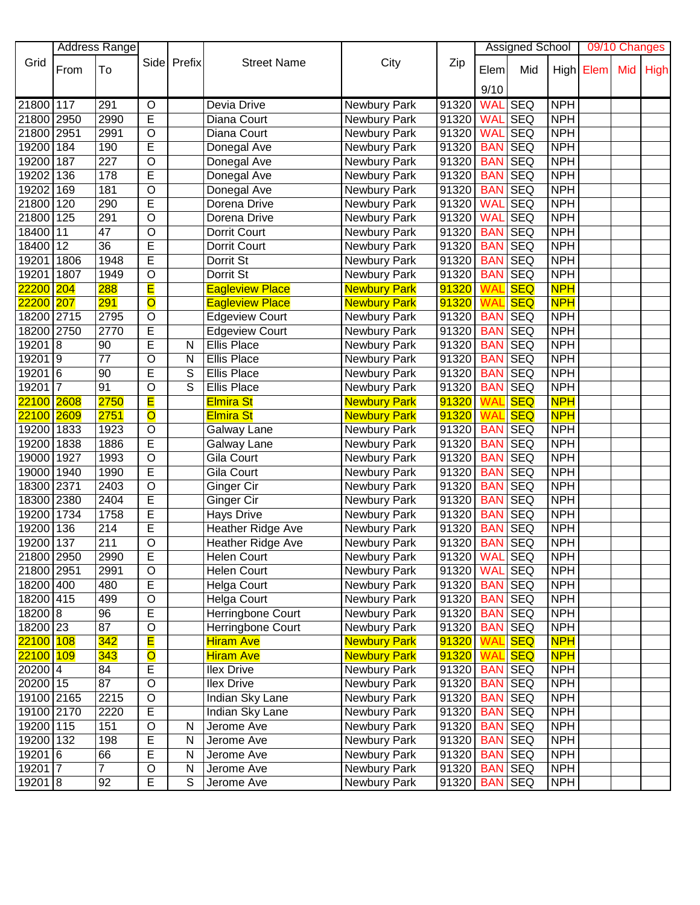| Grid | Address Range | | Side | Prefix | Street Name | City | Zip | Assigned School | | | 09/10 Changes | | |
|---|---|---|---|---|---|---|---|---|---|---|---|---|---|
| | From | To | | | | | | Elem 9/10 | Mid | High | Elem | Mid | High |
| 21800 | 117 | 291 | O | | Devia Drive | Newbury Park | 91320 | WAL | SEQ | NPH | | | |
| 21800 | 2950 | 2990 | E | | Diana Court | Newbury Park | 91320 | WAL | SEQ | NPH | | | |
| 21800 | 2951 | 2991 | O | | Diana Court | Newbury Park | 91320 | WAL | SEQ | NPH | | | |
| 19200 | 184 | 190 | E | | Donegal Ave | Newbury Park | 91320 | BAN | SEQ | NPH | | | |
| 19200 | 187 | 227 | O | | Donegal Ave | Newbury Park | 91320 | BAN | SEQ | NPH | | | |
| 19202 | 136 | 178 | E | | Donegal Ave | Newbury Park | 91320 | BAN | SEQ | NPH | | | |
| 19202 | 169 | 181 | O | | Donegal Ave | Newbury Park | 91320 | BAN | SEQ | NPH | | | |
| 21800 | 120 | 290 | E | | Dorena Drive | Newbury Park | 91320 | WAL | SEQ | NPH | | | |
| 21800 | 125 | 291 | O | | Dorena Drive | Newbury Park | 91320 | WAL | SEQ | NPH | | | |
| 18400 | 11 | 47 | O | | Dorrit Court | Newbury Park | 91320 | BAN | SEQ | NPH | | | |
| 18400 | 12 | 36 | E | | Dorrit Court | Newbury Park | 91320 | BAN | SEQ | NPH | | | |
| 19201 | 1806 | 1948 | E | | Dorrit St | Newbury Park | 91320 | BAN | SEQ | NPH | | | |
| 19201 | 1807 | 1949 | O | | Dorrit St | Newbury Park | 91320 | BAN | SEQ | NPH | | | |
| 22200 | 204 | 288 | E | | Eagleview Place | Newbury Park | 91320 | WAL | SEQ | NPH | | | |
| 22200 | 207 | 291 | O | | Eagleview Place | Newbury Park | 91320 | WAL | SEQ | NPH | | | |
| 18200 | 2715 | 2795 | O | | Edgeview Court | Newbury Park | 91320 | BAN | SEQ | NPH | | | |
| 18200 | 2750 | 2770 | E | | Edgeview Court | Newbury Park | 91320 | BAN | SEQ | NPH | | | |
| 19201 | 8 | 90 | E | N | Ellis Place | Newbury Park | 91320 | BAN | SEQ | NPH | | | |
| 19201 | 9 | 77 | O | N | Ellis Place | Newbury Park | 91320 | BAN | SEQ | NPH | | | |
| 19201 | 6 | 90 | E | S | Ellis Place | Newbury Park | 91320 | BAN | SEQ | NPH | | | |
| 19201 | 7 | 91 | O | S | Ellis Place | Newbury Park | 91320 | BAN | SEQ | NPH | | | |
| 22100 | 2608 | 2750 | E | | Elmira St | Newbury Park | 91320 | WAL | SEQ | NPH | | | |
| 22100 | 2609 | 2751 | O | | Elmira St | Newbury Park | 91320 | WAL | SEQ | NPH | | | |
| 19200 | 1833 | 1923 | O | | Galway Lane | Newbury Park | 91320 | BAN | SEQ | NPH | | | |
| 19200 | 1838 | 1886 | E | | Galway Lane | Newbury Park | 91320 | BAN | SEQ | NPH | | | |
| 19000 | 1927 | 1993 | O | | Gila Court | Newbury Park | 91320 | BAN | SEQ | NPH | | | |
| 19000 | 1940 | 1990 | E | | Gila Court | Newbury Park | 91320 | BAN | SEQ | NPH | | | |
| 18300 | 2371 | 2403 | O | | Ginger Cir | Newbury Park | 91320 | BAN | SEQ | NPH | | | |
| 18300 | 2380 | 2404 | E | | Ginger Cir | Newbury Park | 91320 | BAN | SEQ | NPH | | | |
| 19200 | 1734 | 1758 | E | | Hays Drive | Newbury Park | 91320 | BAN | SEQ | NPH | | | |
| 19200 | 136 | 214 | E | | Heather Ridge Ave | Newbury Park | 91320 | BAN | SEQ | NPH | | | |
| 19200 | 137 | 211 | O | | Heather Ridge Ave | Newbury Park | 91320 | BAN | SEQ | NPH | | | |
| 21800 | 2950 | 2990 | E | | Helen Court | Newbury Park | 91320 | WAL | SEQ | NPH | | | |
| 21800 | 2951 | 2991 | O | | Helen Court | Newbury Park | 91320 | WAL | SEQ | NPH | | | |
| 18200 | 400 | 480 | E | | Helga Court | Newbury Park | 91320 | BAN | SEQ | NPH | | | |
| 18200 | 415 | 499 | O | | Helga Court | Newbury Park | 91320 | BAN | SEQ | NPH | | | |
| 18200 | 8 | 96 | E | | Herringbone Court | Newbury Park | 91320 | BAN | SEQ | NPH | | | |
| 18200 | 23 | 87 | O | | Herringbone Court | Newbury Park | 91320 | BAN | SEQ | NPH | | | |
| 22100 | 108 | 342 | E | | Hiram Ave | Newbury Park | 91320 | WAL | SEQ | NPH | | | |
| 22100 | 109 | 343 | O | | Hiram Ave | Newbury Park | 91320 | WAL | SEQ | NPH | | | |
| 20200 | 4 | 84 | E | | Ilex Drive | Newbury Park | 91320 | BAN | SEQ | NPH | | | |
| 20200 | 15 | 87 | O | | Ilex Drive | Newbury Park | 91320 | BAN | SEQ | NPH | | | |
| 19100 | 2165 | 2215 | O | | Indian Sky Lane | Newbury Park | 91320 | BAN | SEQ | NPH | | | |
| 19100 | 2170 | 2220 | E | | Indian Sky Lane | Newbury Park | 91320 | BAN | SEQ | NPH | | | |
| 19200 | 115 | 151 | O | N | Jerome Ave | Newbury Park | 91320 | BAN | SEQ | NPH | | | |
| 19200 | 132 | 198 | E | N | Jerome Ave | Newbury Park | 91320 | BAN | SEQ | NPH | | | |
| 19201 | 6 | 66 | E | N | Jerome Ave | Newbury Park | 91320 | BAN | SEQ | NPH | | | |
| 19201 | 7 | 7 | O | N | Jerome Ave | Newbury Park | 91320 | BAN | SEQ | NPH | | | |
| 19201 | 8 | 92 | E | S | Jerome Ave | Newbury Park | 91320 | BAN | SEQ | NPH | | | |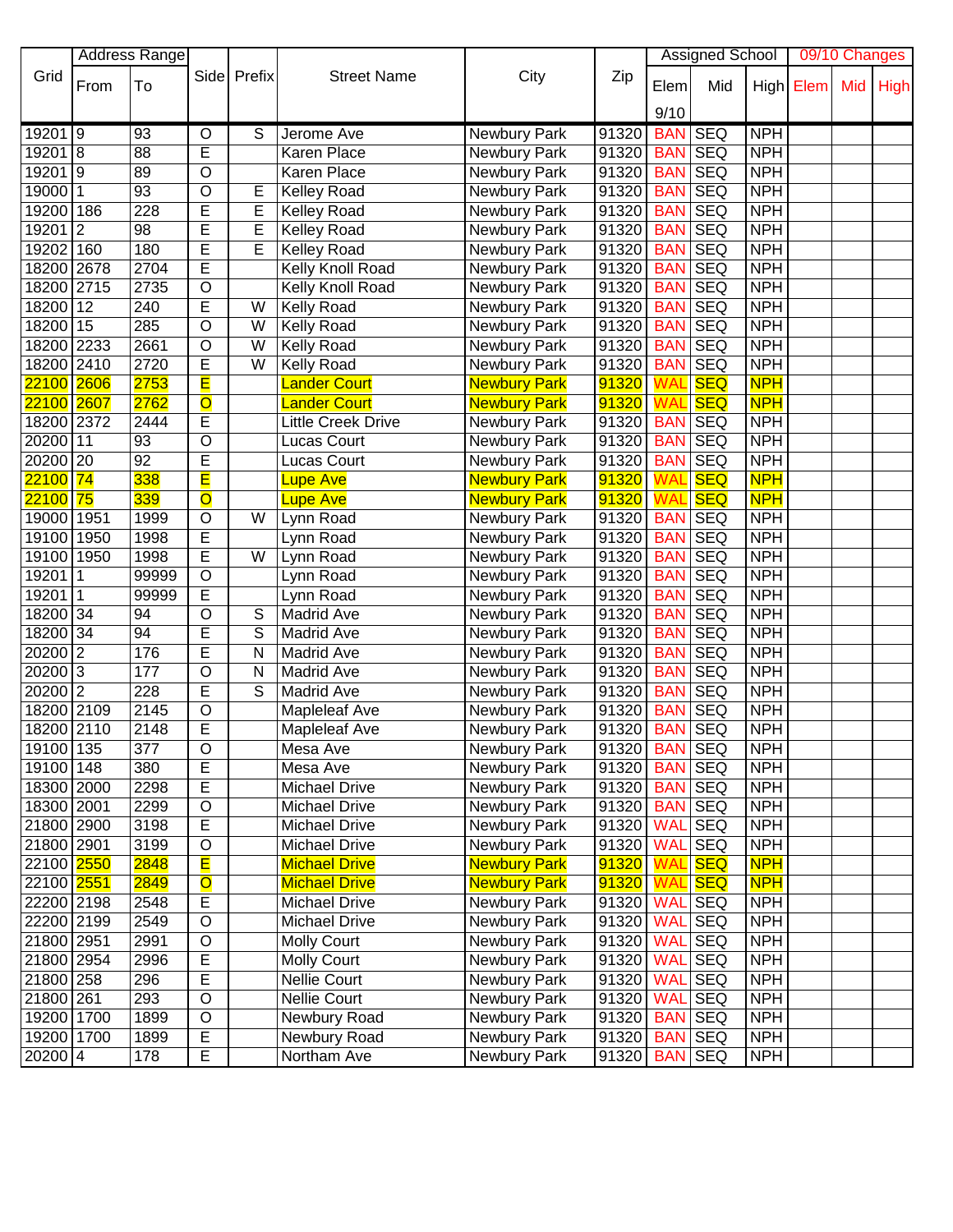| Grid | Address Range | | Side | Prefix | Street Name | City | Zip | Assigned School | | | 09/10 Changes | | |
|---|---|---|---|---|---|---|---|---|---|---|---|---|---|
| | From | To | | | | | | Elem 9/10 | Mid | High | Elem | Mid | High |
| 19201 | 9 | 93 | O | S | Jerome Ave | Newbury Park | 91320 | BAN | SEQ | NPH | | | |
| 19201 | 8 | 88 | E | | Karen Place | Newbury Park | 91320 | BAN | SEQ | NPH | | | |
| 19201 | 9 | 89 | O | | Karen Place | Newbury Park | 91320 | BAN | SEQ | NPH | | | |
| 19000 | 1 | 93 | O | E | Kelley Road | Newbury Park | 91320 | BAN | SEQ | NPH | | | |
| 19200 | 186 | 228 | E | E | Kelley Road | Newbury Park | 91320 | BAN | SEQ | NPH | | | |
| 19201 | 2 | 98 | E | E | Kelley Road | Newbury Park | 91320 | BAN | SEQ | NPH | | | |
| 19202 | 160 | 180 | E | E | Kelley Road | Newbury Park | 91320 | BAN | SEQ | NPH | | | |
| 18200 | 2678 | 2704 | E | | Kelly Knoll Road | Newbury Park | 91320 | BAN | SEQ | NPH | | | |
| 18200 | 2715 | 2735 | O | | Kelly Knoll Road | Newbury Park | 91320 | BAN | SEQ | NPH | | | |
| 18200 | 12 | 240 | E | W | Kelly Road | Newbury Park | 91320 | BAN | SEQ | NPH | | | |
| 18200 | 15 | 285 | O | W | Kelly Road | Newbury Park | 91320 | BAN | SEQ | NPH | | | |
| 18200 | 2233 | 2661 | O | W | Kelly Road | Newbury Park | 91320 | BAN | SEQ | NPH | | | |
| 18200 | 2410 | 2720 | E | W | Kelly Road | Newbury Park | 91320 | BAN | SEQ | NPH | | | |
| 22100 | 2606 | 2753 | E | | Lander Court | Newbury Park | 91320 | WAL | SEQ | NPH | | | |
| 22100 | 2607 | 2762 | O | | Lander Court | Newbury Park | 91320 | WAL | SEQ | NPH | | | |
| 18200 | 2372 | 2444 | E | | Little Creek Drive | Newbury Park | 91320 | BAN | SEQ | NPH | | | |
| 20200 | 11 | 93 | O | | Lucas Court | Newbury Park | 91320 | BAN | SEQ | NPH | | | |
| 20200 | 20 | 92 | E | | Lucas Court | Newbury Park | 91320 | BAN | SEQ | NPH | | | |
| 22100 | 74 | 338 | E | | Lupe Ave | Newbury Park | 91320 | WAL | SEQ | NPH | | | |
| 22100 | 75 | 339 | O | | Lupe Ave | Newbury Park | 91320 | WAL | SEQ | NPH | | | |
| 19000 | 1951 | 1999 | O | W | Lynn Road | Newbury Park | 91320 | BAN | SEQ | NPH | | | |
| 19100 | 1950 | 1998 | E | | Lynn Road | Newbury Park | 91320 | BAN | SEQ | NPH | | | |
| 19100 | 1950 | 1998 | E | W | Lynn Road | Newbury Park | 91320 | BAN | SEQ | NPH | | | |
| 19201 | 1 | 99999 | O | | Lynn Road | Newbury Park | 91320 | BAN | SEQ | NPH | | | |
| 19201 | 1 | 99999 | E | | Lynn Road | Newbury Park | 91320 | BAN | SEQ | NPH | | | |
| 18200 | 34 | 94 | O | S | Madrid Ave | Newbury Park | 91320 | BAN | SEQ | NPH | | | |
| 18200 | 34 | 94 | E | S | Madrid Ave | Newbury Park | 91320 | BAN | SEQ | NPH | | | |
| 20200 | 2 | 176 | E | N | Madrid Ave | Newbury Park | 91320 | BAN | SEQ | NPH | | | |
| 20200 | 3 | 177 | O | N | Madrid Ave | Newbury Park | 91320 | BAN | SEQ | NPH | | | |
| 20200 | 2 | 228 | E | S | Madrid Ave | Newbury Park | 91320 | BAN | SEQ | NPH | | | |
| 18200 | 2109 | 2145 | O | | Mapleleaf Ave | Newbury Park | 91320 | BAN | SEQ | NPH | | | |
| 18200 | 2110 | 2148 | E | | Mapleleaf Ave | Newbury Park | 91320 | BAN | SEQ | NPH | | | |
| 19100 | 135 | 377 | O | | Mesa Ave | Newbury Park | 91320 | BAN | SEQ | NPH | | | |
| 19100 | 148 | 380 | E | | Mesa Ave | Newbury Park | 91320 | BAN | SEQ | NPH | | | |
| 18300 | 2000 | 2298 | E | | Michael Drive | Newbury Park | 91320 | BAN | SEQ | NPH | | | |
| 18300 | 2001 | 2299 | O | | Michael Drive | Newbury Park | 91320 | BAN | SEQ | NPH | | | |
| 21800 | 2900 | 3198 | E | | Michael Drive | Newbury Park | 91320 | WAL | SEQ | NPH | | | |
| 21800 | 2901 | 3199 | O | | Michael Drive | Newbury Park | 91320 | WAL | SEQ | NPH | | | |
| 22100 | 2550 | 2848 | E | | Michael Drive | Newbury Park | 91320 | WAL | SEQ | NPH | | | |
| 22100 | 2551 | 2849 | O | | Michael Drive | Newbury Park | 91320 | WAL | SEQ | NPH | | | |
| 22200 | 2198 | 2548 | E | | Michael Drive | Newbury Park | 91320 | WAL | SEQ | NPH | | | |
| 22200 | 2199 | 2549 | O | | Michael Drive | Newbury Park | 91320 | WAL | SEQ | NPH | | | |
| 21800 | 2951 | 2991 | O | | Molly Court | Newbury Park | 91320 | WAL | SEQ | NPH | | | |
| 21800 | 2954 | 2996 | E | | Molly Court | Newbury Park | 91320 | WAL | SEQ | NPH | | | |
| 21800 | 258 | 296 | E | | Nellie Court | Newbury Park | 91320 | WAL | SEQ | NPH | | | |
| 21800 | 261 | 293 | O | | Nellie Court | Newbury Park | 91320 | WAL | SEQ | NPH | | | |
| 19200 | 1700 | 1899 | O | | Newbury Road | Newbury Park | 91320 | BAN | SEQ | NPH | | | |
| 19200 | 1700 | 1899 | E | | Newbury Road | Newbury Park | 91320 | BAN | SEQ | NPH | | | |
| 20200 | 4 | 178 | E | | Northam Ave | Newbury Park | 91320 | BAN | SEQ | NPH | | | |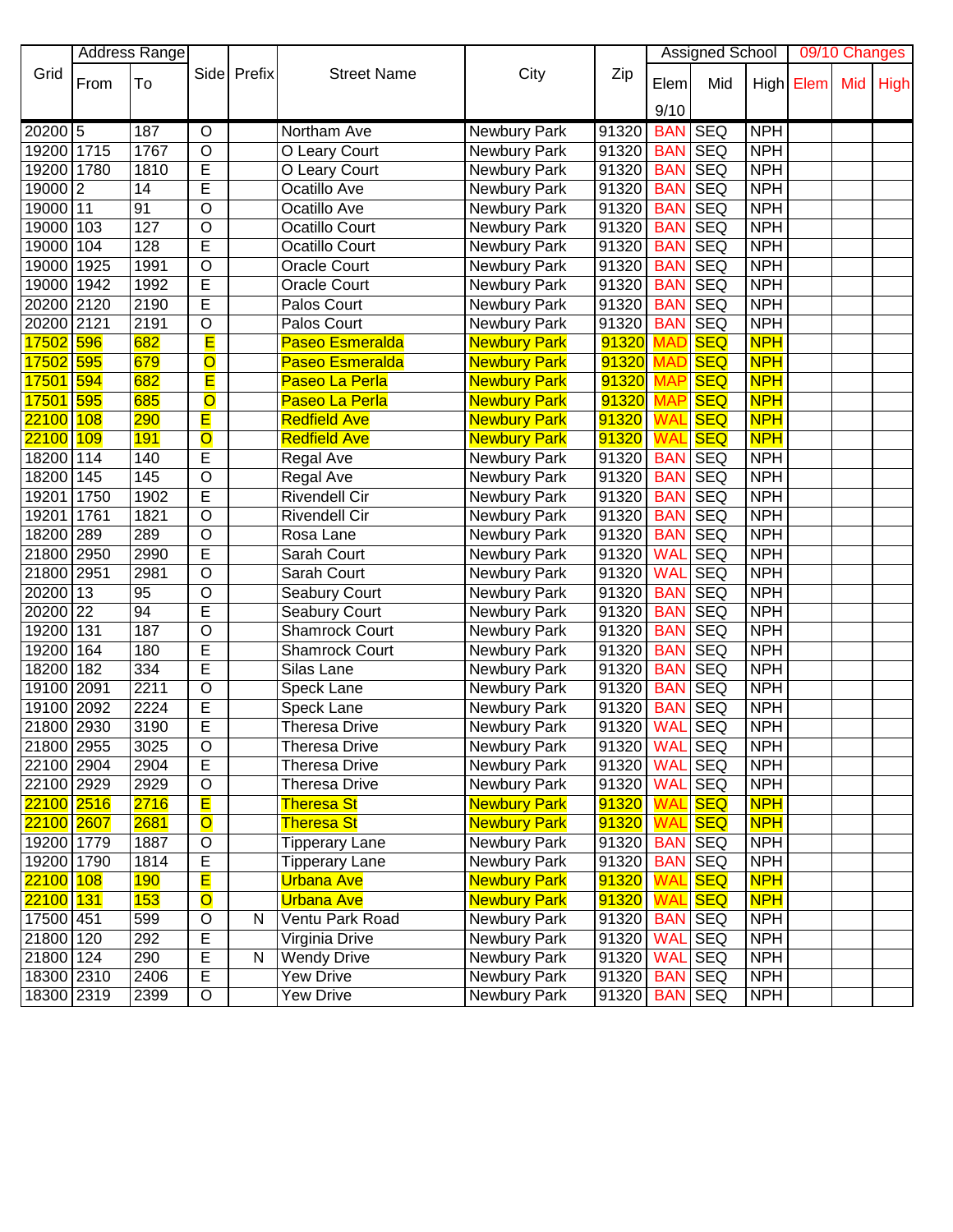| Grid | Address Range | | Side | Prefix | Street Name | City | Zip | Assigned School | | | 09/10 Changes | | |
|---|---|---|---|---|---|---|---|---|---|---|---|---|---|
| | From | To | | | | | | Elem 9/10 | Mid | High | Elem | Mid | High |
| 20200 | 5 | 187 | O | | Northam Ave | Newbury Park | 91320 | BAN | SEQ | NPH | | | |
| 19200 | 1715 | 1767 | O | | O Leary Court | Newbury Park | 91320 | BAN | SEQ | NPH | | | |
| 19200 | 1780 | 1810 | E | | O Leary Court | Newbury Park | 91320 | BAN | SEQ | NPH | | | |
| 19000 | 2 | 14 | E | | Ocatillo Ave | Newbury Park | 91320 | BAN | SEQ | NPH | | | |
| 19000 | 11 | 91 | O | | Ocatillo Ave | Newbury Park | 91320 | BAN | SEQ | NPH | | | |
| 19000 | 103 | 127 | O | | Ocatillo Court | Newbury Park | 91320 | BAN | SEQ | NPH | | | |
| 19000 | 104 | 128 | E | | Ocatillo Court | Newbury Park | 91320 | BAN | SEQ | NPH | | | |
| 19000 | 1925 | 1991 | O | | Oracle Court | Newbury Park | 91320 | BAN | SEQ | NPH | | | |
| 19000 | 1942 | 1992 | E | | Oracle Court | Newbury Park | 91320 | BAN | SEQ | NPH | | | |
| 20200 | 2120 | 2190 | E | | Palos Court | Newbury Park | 91320 | BAN | SEQ | NPH | | | |
| 20200 | 2121 | 2191 | O | | Palos Court | Newbury Park | 91320 | BAN | SEQ | NPH | | | |
| 17502 | 596 | 682 | E | | Paseo Esmeralda | Newbury Park | 91320 | MAD | SEQ | NPH | | | |
| 17502 | 595 | 679 | O | | Paseo Esmeralda | Newbury Park | 91320 | MAD | SEQ | NPH | | | |
| 17501 | 594 | 682 | E | | Paseo La Perla | Newbury Park | 91320 | MAP | SEQ | NPH | | | |
| 17501 | 595 | 685 | O | | Paseo La Perla | Newbury Park | 91320 | MAP | SEQ | NPH | | | |
| 22100 | 108 | 290 | E | | Redfield Ave | Newbury Park | 91320 | WAL | SEQ | NPH | | | |
| 22100 | 109 | 191 | O | | Redfield Ave | Newbury Park | 91320 | WAL | SEQ | NPH | | | |
| 18200 | 114 | 140 | E | | Regal Ave | Newbury Park | 91320 | BAN | SEQ | NPH | | | |
| 18200 | 145 | 145 | O | | Regal Ave | Newbury Park | 91320 | BAN | SEQ | NPH | | | |
| 19201 | 1750 | 1902 | E | | Rivendell Cir | Newbury Park | 91320 | BAN | SEQ | NPH | | | |
| 19201 | 1761 | 1821 | O | | Rivendell Cir | Newbury Park | 91320 | BAN | SEQ | NPH | | | |
| 18200 | 289 | 289 | O | | Rosa Lane | Newbury Park | 91320 | BAN | SEQ | NPH | | | |
| 21800 | 2950 | 2990 | E | | Sarah Court | Newbury Park | 91320 | WAL | SEQ | NPH | | | |
| 21800 | 2951 | 2981 | O | | Sarah Court | Newbury Park | 91320 | WAL | SEQ | NPH | | | |
| 20200 | 13 | 95 | O | | Seabury Court | Newbury Park | 91320 | BAN | SEQ | NPH | | | |
| 20200 | 22 | 94 | E | | Seabury Court | Newbury Park | 91320 | BAN | SEQ | NPH | | | |
| 19200 | 131 | 187 | O | | Shamrock Court | Newbury Park | 91320 | BAN | SEQ | NPH | | | |
| 19200 | 164 | 180 | E | | Shamrock Court | Newbury Park | 91320 | BAN | SEQ | NPH | | | |
| 18200 | 182 | 334 | E | | Silas Lane | Newbury Park | 91320 | BAN | SEQ | NPH | | | |
| 19100 | 2091 | 2211 | O | | Speck Lane | Newbury Park | 91320 | BAN | SEQ | NPH | | | |
| 19100 | 2092 | 2224 | E | | Speck Lane | Newbury Park | 91320 | BAN | SEQ | NPH | | | |
| 21800 | 2930 | 3190 | E | | Theresa Drive | Newbury Park | 91320 | WAL | SEQ | NPH | | | |
| 21800 | 2955 | 3025 | O | | Theresa Drive | Newbury Park | 91320 | WAL | SEQ | NPH | | | |
| 22100 | 2904 | 2904 | E | | Theresa Drive | Newbury Park | 91320 | WAL | SEQ | NPH | | | |
| 22100 | 2929 | 2929 | O | | Theresa Drive | Newbury Park | 91320 | WAL | SEQ | NPH | | | |
| 22100 | 2516 | 2716 | E | | Theresa St | Newbury Park | 91320 | WAL | SEQ | NPH | | | |
| 22100 | 2607 | 2681 | O | | Theresa St | Newbury Park | 91320 | WAL | SEQ | NPH | | | |
| 19200 | 1779 | 1887 | O | | Tipperary Lane | Newbury Park | 91320 | BAN | SEQ | NPH | | | |
| 19200 | 1790 | 1814 | E | | Tipperary Lane | Newbury Park | 91320 | BAN | SEQ | NPH | | | |
| 22100 | 108 | 190 | E | | Urbana Ave | Newbury Park | 91320 | WAL | SEQ | NPH | | | |
| 22100 | 131 | 153 | O | | Urbana Ave | Newbury Park | 91320 | WAL | SEQ | NPH | | | |
| 17500 | 451 | 599 | O | N | Ventu Park Road | Newbury Park | 91320 | BAN | SEQ | NPH | | | |
| 21800 | 120 | 292 | E | | Virginia Drive | Newbury Park | 91320 | WAL | SEQ | NPH | | | |
| 21800 | 124 | 290 | E | N | Wendy Drive | Newbury Park | 91320 | WAL | SEQ | NPH | | | |
| 18300 | 2310 | 2406 | E | | Yew Drive | Newbury Park | 91320 | BAN | SEQ | NPH | | | |
| 18300 | 2319 | 2399 | O | | Yew Drive | Newbury Park | 91320 | BAN | SEQ | NPH | | | |